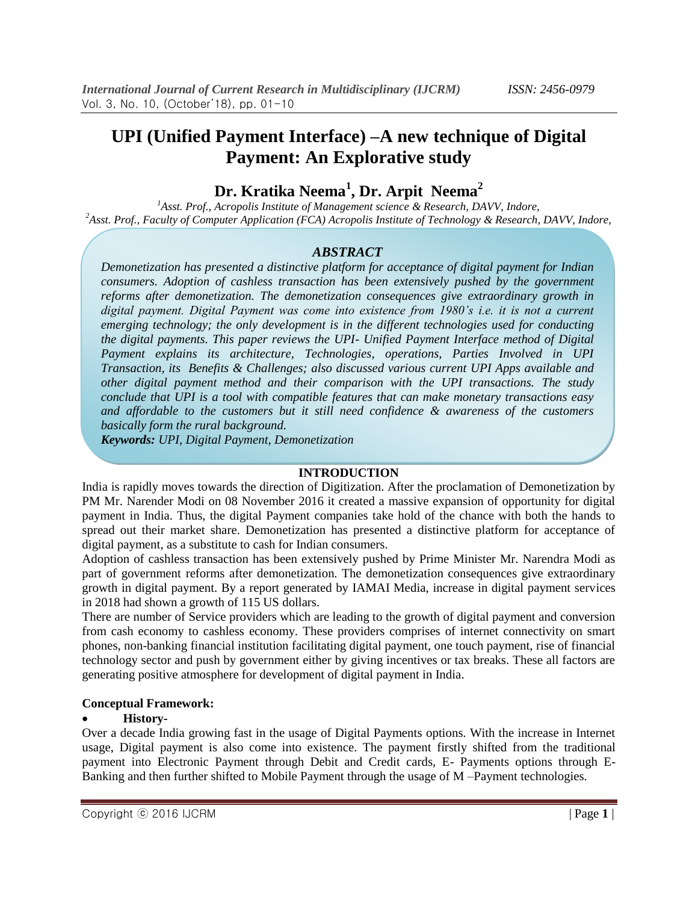# UPI (Unified Payment Interface) –A new technique of Digital Payment: An Explorative study

**Dr. Kratika Neema[1], Dr. Arpit Neema[2]**

[1]*Asst. Prof., Acropolis Institute of Management science & Research, DAVV, Indore,*
[2]*Asst. Prof., Faculty of Computer Application (FCA) Acropolis Institute of Technology & Research, DAVV, Indore,*

## *ABSTRACT*

*Demonetization has presented a distinctive platform for acceptance of digital payment for Indian consumers. Adoption of cashless transaction has been extensively pushed by the government reforms after demonetization. The demonetization consequences give extraordinary growth in digital payment. Digital Payment was come into existence from 1980's i.e. it is not a current emerging technology; the only development is in the different technologies used for conducting the digital payments. This paper reviews the UPI- Unified Payment Interface method of Digital Payment explains its architecture, Technologies, operations, Parties Involved in UPI Transaction, its Benefits & Challenges; also discussed various current UPI Apps available and other digital payment method and their comparison with the UPI transactions. The study conclude that UPI is a tool with compatible features that can make monetary transactions easy and affordable to the customers but it still need confidence & awareness of the customers basically form the rural background.*

***Keywords:*** *UPI, Digital Payment, Demonetization*

## INTRODUCTION

India is rapidly moves towards the direction of Digitization. After the proclamation of Demonetization by PM Mr. Narender Modi on 08 November 2016 it created a massive expansion of opportunity for digital payment in India. Thus, the digital Payment companies take hold of the chance with both the hands to spread out their market share. Demonetization has presented a distinctive platform for acceptance of digital payment, as a substitute to cash for Indian consumers.

Adoption of cashless transaction has been extensively pushed by Prime Minister Mr. Narendra Modi as part of government reforms after demonetization. The demonetization consequences give extraordinary growth in digital payment. By a report generated by IAMAI Media, increase in digital payment services in 2018 had shown a growth of 115 US dollars.

There are number of Service providers which are leading to the growth of digital payment and conversion from cash economy to cashless economy. These providers comprises of internet connectivity on smart phones, non-banking financial institution facilitating digital payment, one touch payment, rise of financial technology sector and push by government either by giving incentives or tax breaks. These all factors are generating positive atmosphere for development of digital payment in India.

**Conceptual Framework:**

- **History-**

Over a decade India growing fast in the usage of Digital Payments options. With the increase in Internet usage, Digital payment is also come into existence. The payment firstly shifted from the traditional payment into Electronic Payment through Debit and Credit cards, E- Payments options through E-Banking and then further shifted to Mobile Payment through the usage of M –Payment technologies.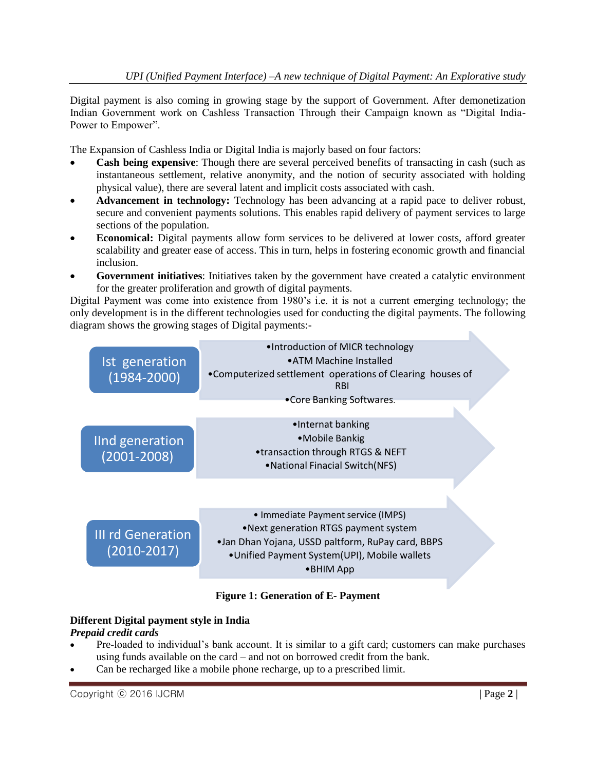Digital payment is also coming in growing stage by the support of Government. After demonetization Indian Government work on Cashless Transaction Through their Campaign known as "Digital India-Power to Empower".

The Expansion of Cashless India or Digital India is majorly based on four factors:

- **Cash being expensive**: Though there are several perceived benefits of transacting in cash (such as instantaneous settlement, relative anonymity, and the notion of security associated with holding physical value), there are several latent and implicit costs associated with cash.
- **Advancement in technology:** Technology has been advancing at a rapid pace to deliver robust, secure and convenient payments solutions. This enables rapid delivery of payment services to large sections of the population.
- **Economical:** Digital payments allow form services to be delivered at lower costs, afford greater scalability and greater ease of access. This in turn, helps in fostering economic growth and financial inclusion.
- **Government initiatives**: Initiatives taken by the government have created a catalytic environment for the greater proliferation and growth of digital payments.

Digital Payment was come into existence from 1980's i.e. it is not a current emerging technology; the only development is in the different technologies used for conducting the digital payments. The following diagram shows the growing stages of Digital payments:-

**Ist generation (1984-2000)**
- Introduction of MICR technology
- ATM Machine Installed
- Computerized settlement operations of Clearing houses of RBI
- Core Banking Softwares.

**IInd generation (2001-2008)**
- Internat banking
- Mobile Bankig
- transaction through RTGS & NEFT
- National Finacial Switch(NFS)

**III rd Generation (2010-2017)**
- Immediate Payment service (IMPS)
- Next generation RTGS payment system
- Jan Dhan Yojana, USSD paltform, RuPay card, BBPS
- Unified Payment System(UPI), Mobile wallets
- BHIM App

**Figure 1: Generation of E- Payment**

### Different Digital payment style in India

***Prepaid credit cards***

- Pre-loaded to individual's bank account. It is similar to a gift card; customers can make purchases using funds available on the card – and not on borrowed credit from the bank.
- Can be recharged like a mobile phone recharge, up to a prescribed limit.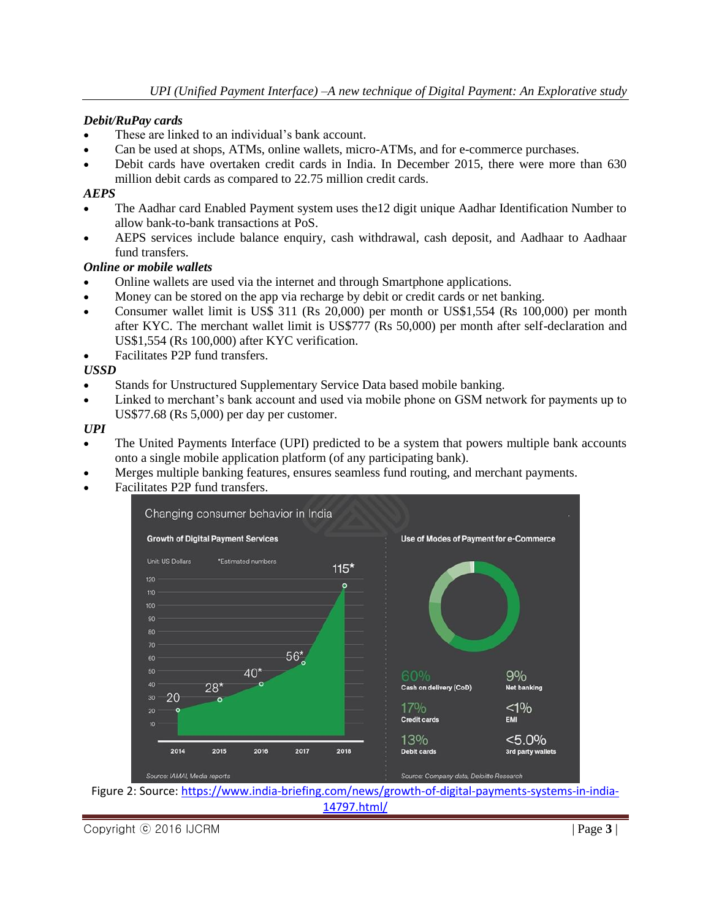***Debit/RuPay cards***

- These are linked to an individual's bank account.
- Can be used at shops, ATMs, online wallets, micro-ATMs, and for e-commerce purchases.
- Debit cards have overtaken credit cards in India. In December 2015, there were more than 630 million debit cards as compared to 22.75 million credit cards.

***AEPS***

- The Aadhar card Enabled Payment system uses the12 digit unique Aadhar Identification Number to allow bank-to-bank transactions at PoS.
- AEPS services include balance enquiry, cash withdrawal, cash deposit, and Aadhaar to Aadhaar fund transfers.

***Online or mobile wallets***

- Online wallets are used via the internet and through Smartphone applications.
- Money can be stored on the app via recharge by debit or credit cards or net banking.
- Consumer wallet limit is US$ 311 (Rs 20,000) per month or US$1,554 (Rs 100,000) per month after KYC. The merchant wallet limit is US$777 (Rs 50,000) per month after self-declaration and US$1,554 (Rs 100,000) after KYC verification.
- Facilitates P2P fund transfers.

***USSD***

- Stands for Unstructured Supplementary Service Data based mobile banking.
- Linked to merchant's bank account and used via mobile phone on GSM network for payments up to US$77.68 (Rs 5,000) per day per customer.

***UPI***

- The United Payments Interface (UPI) predicted to be a system that powers multiple bank accounts onto a single mobile application platform (of any participating bank).
- Merges multiple banking features, ensures seamless fund routing, and merchant payments.
- Facilitates P2P fund transfers.

Figure 2: Source: https://www.india-briefing.com/news/growth-of-digital-payments-systems-in-india-14797.html/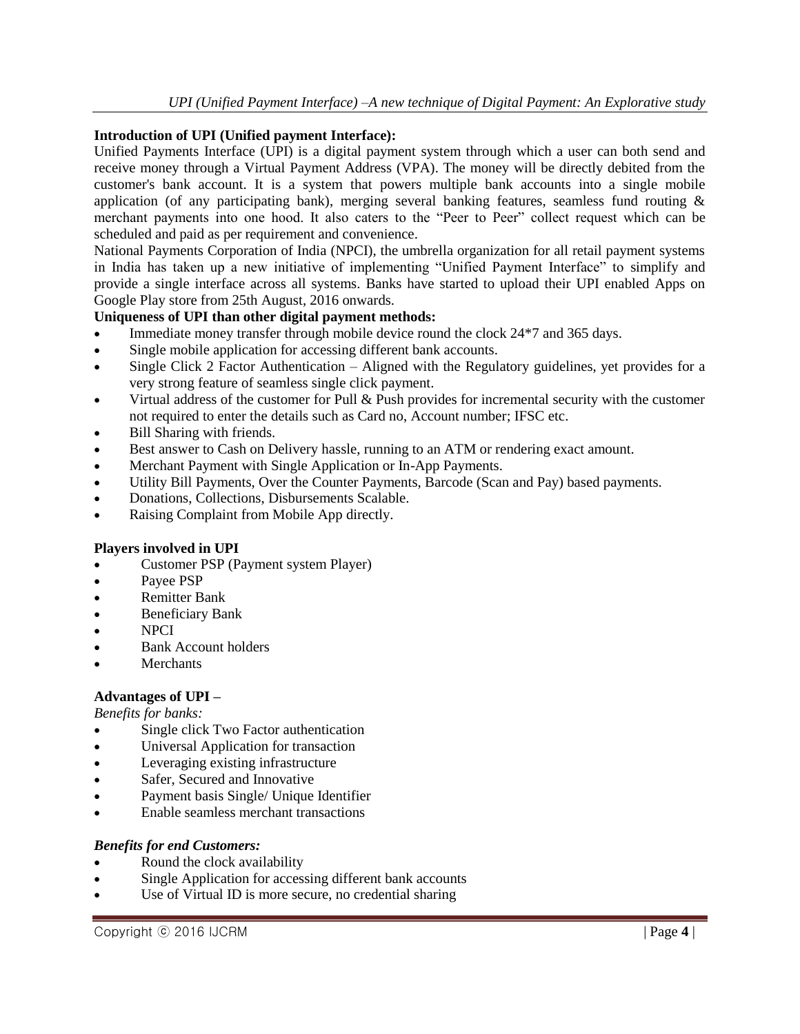**Introduction of UPI (Unified payment Interface):**

Unified Payments Interface (UPI) is a digital payment system through which a user can both send and receive money through a Virtual Payment Address (VPA). The money will be directly debited from the customer's bank account. It is a system that powers multiple bank accounts into a single mobile application (of any participating bank), merging several banking features, seamless fund routing & merchant payments into one hood. It also caters to the "Peer to Peer" collect request which can be scheduled and paid as per requirement and convenience.

National Payments Corporation of India (NPCI), the umbrella organization for all retail payment systems in India has taken up a new initiative of implementing "Unified Payment Interface" to simplify and provide a single interface across all systems. Banks have started to upload their UPI enabled Apps on Google Play store from 25th August, 2016 onwards.

**Uniqueness of UPI than other digital payment methods:**

- Immediate money transfer through mobile device round the clock 24*7 and 365 days.
- Single mobile application for accessing different bank accounts.
- Single Click 2 Factor Authentication – Aligned with the Regulatory guidelines, yet provides for a very strong feature of seamless single click payment.
- Virtual address of the customer for Pull & Push provides for incremental security with the customer not required to enter the details such as Card no, Account number; IFSC etc.
- Bill Sharing with friends.
- Best answer to Cash on Delivery hassle, running to an ATM or rendering exact amount.
- Merchant Payment with Single Application or In-App Payments.
- Utility Bill Payments, Over the Counter Payments, Barcode (Scan and Pay) based payments.
- Donations, Collections, Disbursements Scalable.
- Raising Complaint from Mobile App directly.

**Players involved in UPI**

- Customer PSP (Payment system Player)
- Payee PSP
- Remitter Bank
- Beneficiary Bank
- NPCI
- Bank Account holders
- Merchants

**Advantages of UPI –**

*Benefits for banks:*

- Single click Two Factor authentication
- Universal Application for transaction
- Leveraging existing infrastructure
- Safer, Secured and Innovative
- Payment basis Single/ Unique Identifier
- Enable seamless merchant transactions

***Benefits for end Customers:***

- Round the clock availability
- Single Application for accessing different bank accounts
- Use of Virtual ID is more secure, no credential sharing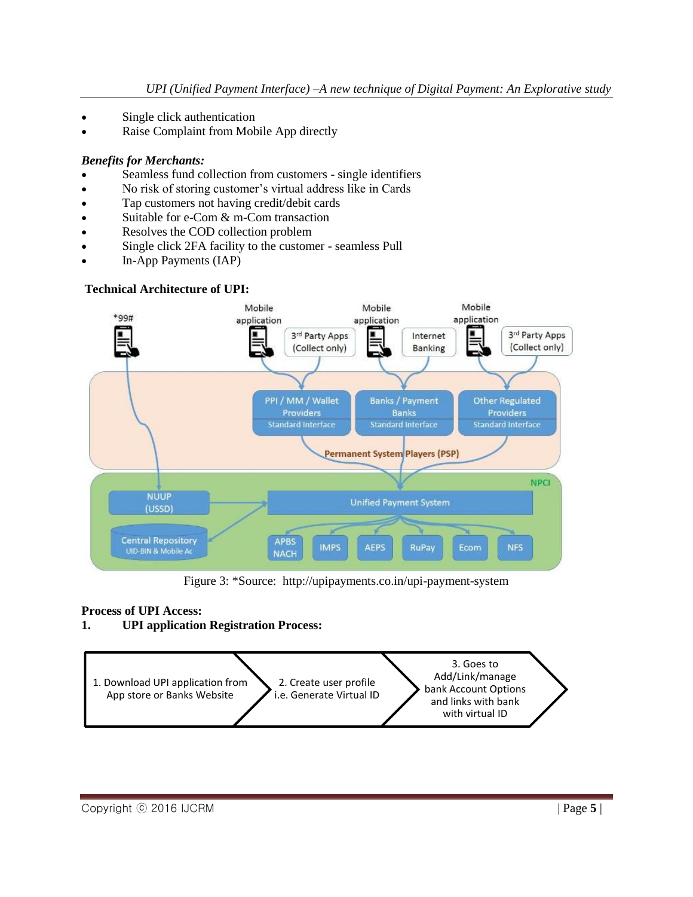- Single click authentication
- Raise Complaint from Mobile App directly

***Benefits for Merchants:***

- Seamless fund collection from customers - single identifiers
- No risk of storing customer's virtual address like in Cards
- Tap customers not having credit/debit cards
- Suitable for e-Com & m-Com transaction
- Resolves the COD collection problem
- Single click 2FA facility to the customer - seamless Pull
- In-App Payments (IAP)

**Technical Architecture of UPI:**

Figure 3: *Source: http://upipayments.co.in/upi-payment-system

**Process of UPI Access:**

**1. UPI application Registration Process:**

1. Download UPI application from App store or Banks Website → 2. Create user profile i.e. Generate Virtual ID → 3. Goes to Add/Link/manage bank Account Options and links with bank with virtual ID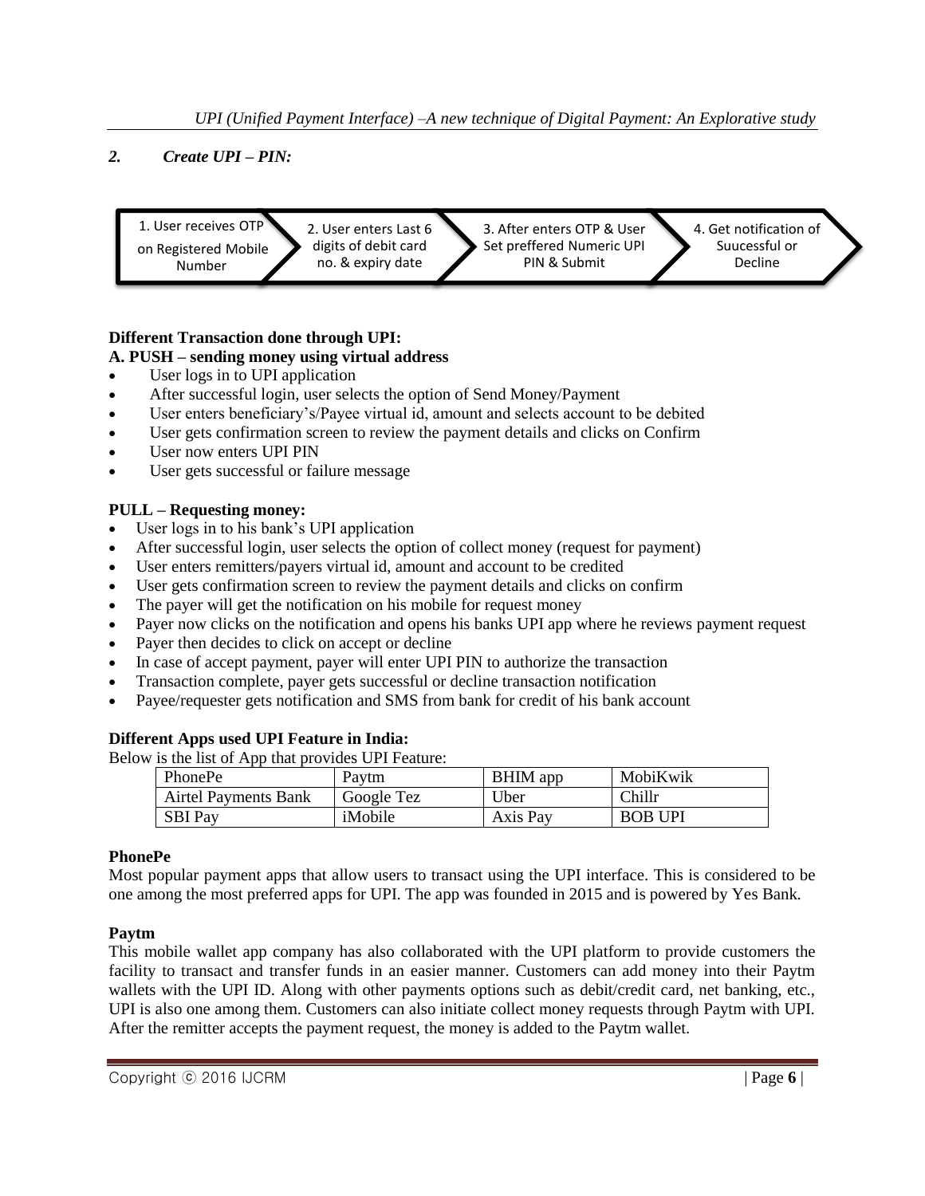### *2. Create UPI – PIN:*

1. User receives OTP on Registered Mobile Number
2. User enters Last 6 digits of debit card no. & expiry date
3. After enters OTP & User Set preffered Numeric UPI PIN & Submit
4. Get notification of Suucessful or Decline

**Different Transaction done through UPI:**

**A. PUSH – sending money using virtual address**

- User logs in to UPI application
- After successful login, user selects the option of Send Money/Payment
- User enters beneficiary's/Payee virtual id, amount and selects account to be debited
- User gets confirmation screen to review the payment details and clicks on Confirm
- User now enters UPI PIN
- User gets successful or failure message

**PULL – Requesting money:**

- User logs in to his bank's UPI application
- After successful login, user selects the option of collect money (request for payment)
- User enters remitters/payers virtual id, amount and account to be credited
- User gets confirmation screen to review the payment details and clicks on confirm
- The payer will get the notification on his mobile for request money
- Payer now clicks on the notification and opens his banks UPI app where he reviews payment request
- Payer then decides to click on accept or decline
- In case of accept payment, payer will enter UPI PIN to authorize the transaction
- Transaction complete, payer gets successful or decline transaction notification
- Payee/requester gets notification and SMS from bank for credit of his bank account

**Different Apps used UPI Feature in India:**

Below is the list of App that provides UPI Feature:

| PhonePe | Paytm | BHIM app | MobiKwik |
|---|---|---|---|
| Airtel Payments Bank | Google Tez | Uber | Chillr |
| SBI Pay | iMobile | Axis Pay | BOB UPI |

**PhonePe**

Most popular payment apps that allow users to transact using the UPI interface. This is considered to be one among the most preferred apps for UPI. The app was founded in 2015 and is powered by Yes Bank.

**Paytm**

This mobile wallet app company has also collaborated with the UPI platform to provide customers the facility to transact and transfer funds in an easier manner. Customers can add money into their Paytm wallets with the UPI ID. Along with other payments options such as debit/credit card, net banking, etc., UPI is also one among them. Customers can also initiate collect money requests through Paytm with UPI. After the remitter accepts the payment request, the money is added to the Paytm wallet.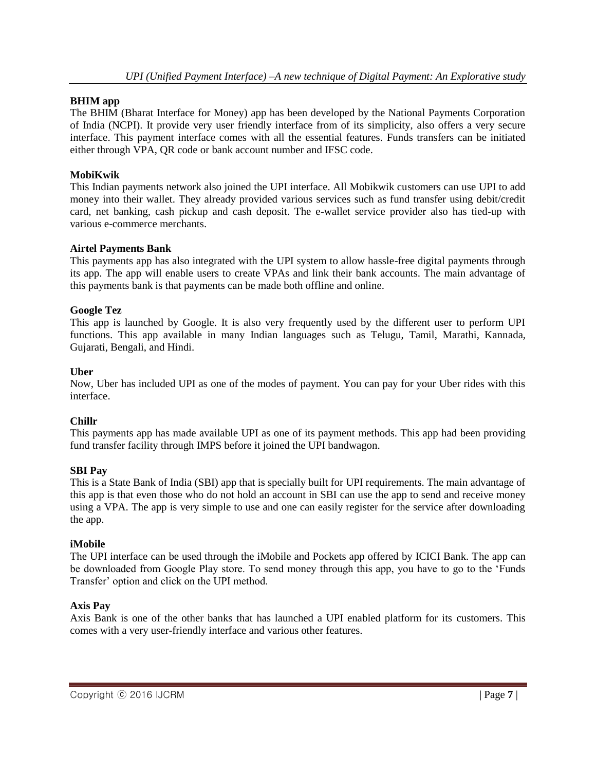**BHIM app**

The BHIM (Bharat Interface for Money) app has been developed by the National Payments Corporation of India (NCPI). It provide very user friendly interface from of its simplicity, also offers a very secure interface. This payment interface comes with all the essential features. Funds transfers can be initiated either through VPA, QR code or bank account number and IFSC code.

**MobiKwik**

This Indian payments network also joined the UPI interface. All Mobikwik customers can use UPI to add money into their wallet. They already provided various services such as fund transfer using debit/credit card, net banking, cash pickup and cash deposit. The e-wallet service provider also has tied-up with various e-commerce merchants.

**Airtel Payments Bank**

This payments app has also integrated with the UPI system to allow hassle-free digital payments through its app. The app will enable users to create VPAs and link their bank accounts. The main advantage of this payments bank is that payments can be made both offline and online.

**Google Tez**

This app is launched by Google. It is also very frequently used by the different user to perform UPI functions. This app available in many Indian languages such as Telugu, Tamil, Marathi, Kannada, Gujarati, Bengali, and Hindi.

**Uber**

Now, Uber has included UPI as one of the modes of payment. You can pay for your Uber rides with this interface.

**Chillr**

This payments app has made available UPI as one of its payment methods. This app had been providing fund transfer facility through IMPS before it joined the UPI bandwagon.

**SBI Pay**

This is a State Bank of India (SBI) app that is specially built for UPI requirements. The main advantage of this app is that even those who do not hold an account in SBI can use the app to send and receive money using a VPA. The app is very simple to use and one can easily register for the service after downloading the app.

**iMobile**

The UPI interface can be used through the iMobile and Pockets app offered by ICICI Bank. The app can be downloaded from Google Play store. To send money through this app, you have to go to the 'Funds Transfer' option and click on the UPI method.

**Axis Pay**

Axis Bank is one of the other banks that has launched a UPI enabled platform for its customers. This comes with a very user-friendly interface and various other features.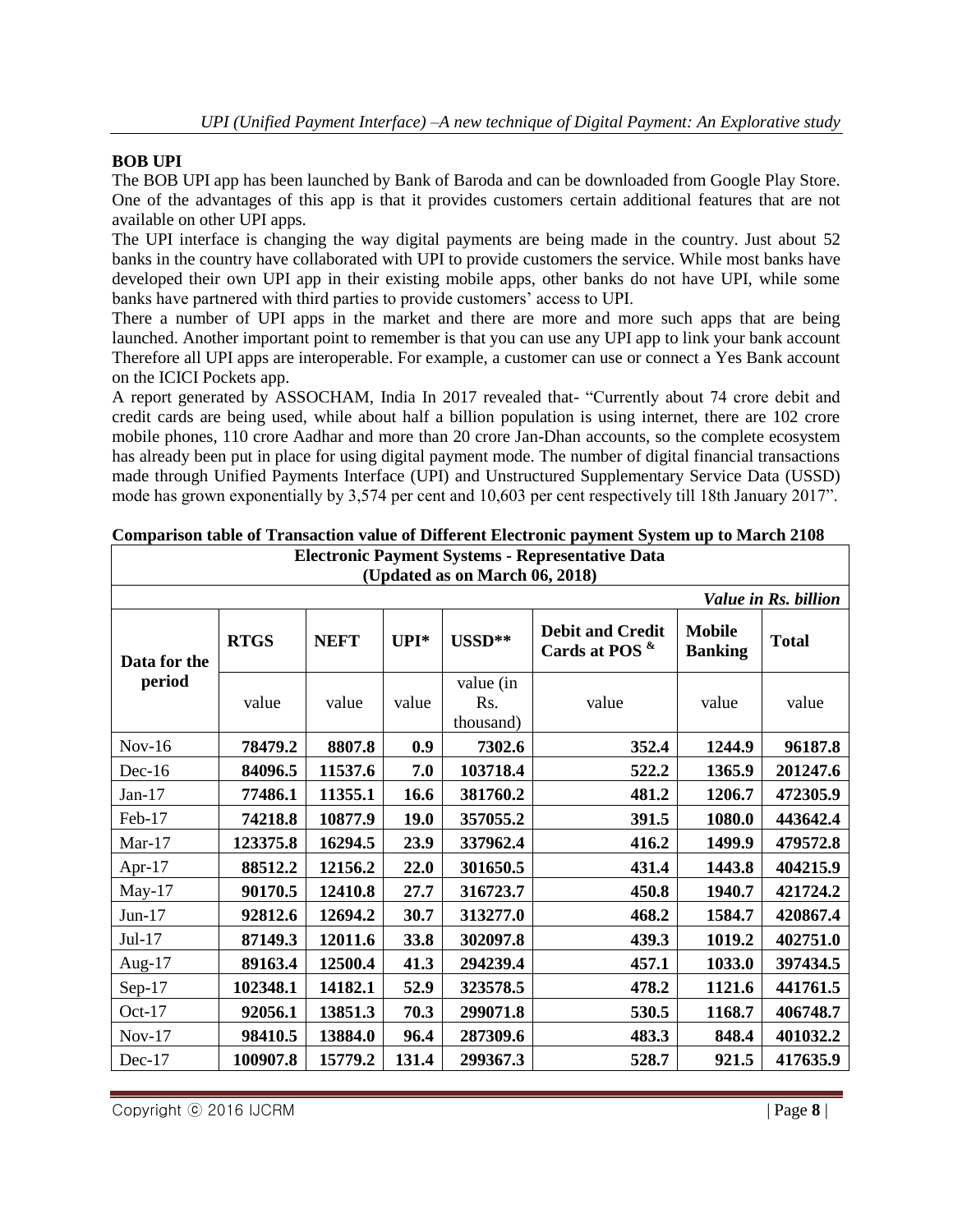## BOB UPI

The BOB UPI app has been launched by Bank of Baroda and can be downloaded from Google Play Store. One of the advantages of this app is that it provides customers certain additional features that are not available on other UPI apps.

The UPI interface is changing the way digital payments are being made in the country. Just about 52 banks in the country have collaborated with UPI to provide customers the service. While most banks have developed their own UPI app in their existing mobile apps, other banks do not have UPI, while some banks have partnered with third parties to provide customers' access to UPI.

There a number of UPI apps in the market and there are more and more such apps that are being launched. Another important point to remember is that you can use any UPI app to link your bank account Therefore all UPI apps are interoperable. For example, a customer can use or connect a Yes Bank account on the ICICI Pockets app.

A report generated by ASSOCHAM, India In 2017 revealed that- "Currently about 74 crore debit and credit cards are being used, while about half a billion population is using internet, there are 102 crore mobile phones, 110 crore Aadhar and more than 20 crore Jan-Dhan accounts, so the complete ecosystem has already been put in place for using digital payment mode. The number of digital financial transactions made through Unified Payments Interface (UPI) and Unstructured Supplementary Service Data (USSD) mode has grown exponentially by 3,574 per cent and 10,603 per cent respectively till 18th January 2017".

**Comparison table of Transaction value of Different Electronic payment System up to March 2108**

**Electronic Payment Systems - Representative Data (Updated as on March 06, 2018)**

*Value in Rs. billion*

| Data for the period | RTGS | NEFT | UPI* | USSD** | Debit and Credit Cards at POS & | Mobile Banking | Total |
|---|---|---|---|---|---|---|---|
| | value | value | value | value (in Rs. thousand) | value | value | value |
| Nov-16 | **78479.2** | **8807.8** | **0.9** | **7302.6** | **352.4** | **1244.9** | **96187.8** |
| Dec-16 | **84096.5** | **11537.6** | **7.0** | **103718.4** | **522.2** | **1365.9** | **201247.6** |
| Jan-17 | **77486.1** | **11355.1** | **16.6** | **381760.2** | **481.2** | **1206.7** | **472305.9** |
| Feb-17 | **74218.8** | **10877.9** | **19.0** | **357055.2** | **391.5** | **1080.0** | **443642.4** |
| Mar-17 | **123375.8** | **16294.5** | **23.9** | **337962.4** | **416.2** | **1499.9** | **479572.8** |
| Apr-17 | **88512.2** | **12156.2** | **22.0** | **301650.5** | **431.4** | **1443.8** | **404215.9** |
| May-17 | **90170.5** | **12410.8** | **27.7** | **316723.7** | **450.8** | **1940.7** | **421724.2** |
| Jun-17 | **92812.6** | **12694.2** | **30.7** | **313277.0** | **468.2** | **1584.7** | **420867.4** |
| Jul-17 | **87149.3** | **12011.6** | **33.8** | **302097.8** | **439.3** | **1019.2** | **402751.0** |
| Aug-17 | **89163.4** | **12500.4** | **41.3** | **294239.4** | **457.1** | **1033.0** | **397434.5** |
| Sep-17 | **102348.1** | **14182.1** | **52.9** | **323578.5** | **478.2** | **1121.6** | **441761.5** |
| Oct-17 | **92056.1** | **13851.3** | **70.3** | **299071.8** | **530.5** | **1168.7** | **406748.7** |
| Nov-17 | **98410.5** | **13884.0** | **96.4** | **287309.6** | **483.3** | **848.4** | **401032.2** |
| Dec-17 | **100907.8** | **15779.2** | **131.4** | **299367.3** | **528.7** | **921.5** | **417635.9** |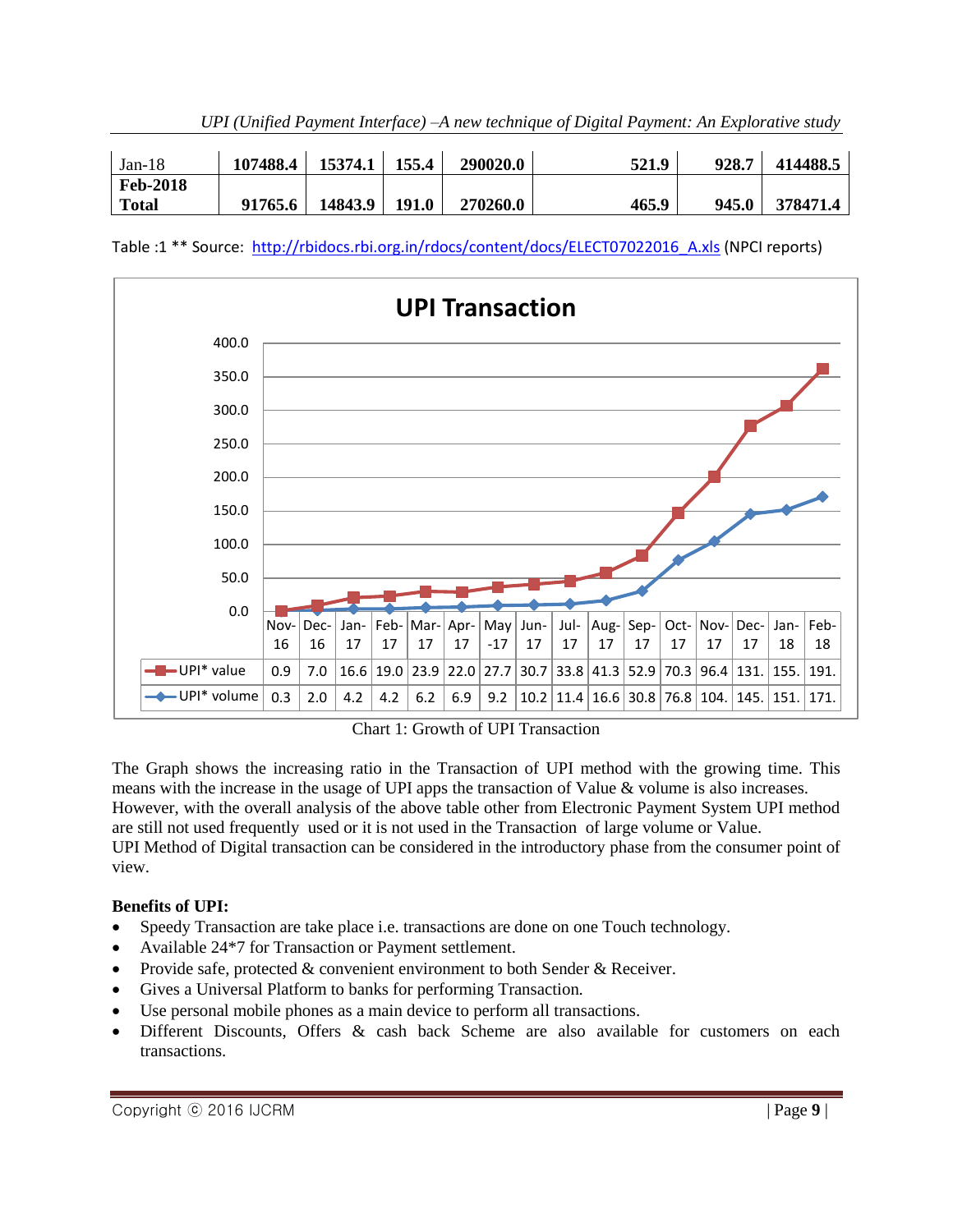| Jan-18 | 107488.4 | 15374.1 | 155.4 | 290020.0 | 521.9 | 928.7 | 414488.5 |
|---|---|---|---|---|---|---|---|
| **Feb-2018 Total** | **91765.6** | **14843.9** | **191.0** | **270260.0** | **465.9** | **945.0** | **378471.4** |

Table :1 ** Source: http://rbidocs.rbi.org.in/rdocs/content/docs/ELECT07022016_A.xls (NPCI reports)

**UPI Transaction**

| | Nov-16 | Dec-16 | Jan-17 | Feb-17 | Mar-17 | Apr-17 | May-17 | Jun-17 | Jul-17 | Aug-17 | Sep-17 | Oct-17 | Nov-17 | Dec-17 | Jan-18 | Feb-18 |
|---|---|---|---|---|---|---|---|---|---|---|---|---|---|---|---|---|
| UPI* value | 0.9 | 7.0 | 16.6 | 19.0 | 23.9 | 22.0 | 27.7 | 30.7 | 33.8 | 41.3 | 52.9 | 70.3 | 96.4 | 131. | 155. | 191. |
| UPI* volume | 0.3 | 2.0 | 4.2 | 4.2 | 6.2 | 6.9 | 9.2 | 10.2 | 11.4 | 16.6 | 30.8 | 76.8 | 104. | 145. | 151. | 171. |

Chart 1: Growth of UPI Transaction

The Graph shows the increasing ratio in the Transaction of UPI method with the growing time. This means with the increase in the usage of UPI apps the transaction of Value & volume is also increases. However, with the overall analysis of the above table other from Electronic Payment System UPI method are still not used frequently used or it is not used in the Transaction of large volume or Value.
UPI Method of Digital transaction can be considered in the introductory phase from the consumer point of view.

**Benefits of UPI:**

- Speedy Transaction are take place i.e. transactions are done on one Touch technology.
- Available 24*7 for Transaction or Payment settlement.
- Provide safe, protected & convenient environment to both Sender & Receiver.
- Gives a Universal Platform to banks for performing Transaction.
- Use personal mobile phones as a main device to perform all transactions.
- Different Discounts, Offers & cash back Scheme are also available for customers on each transactions.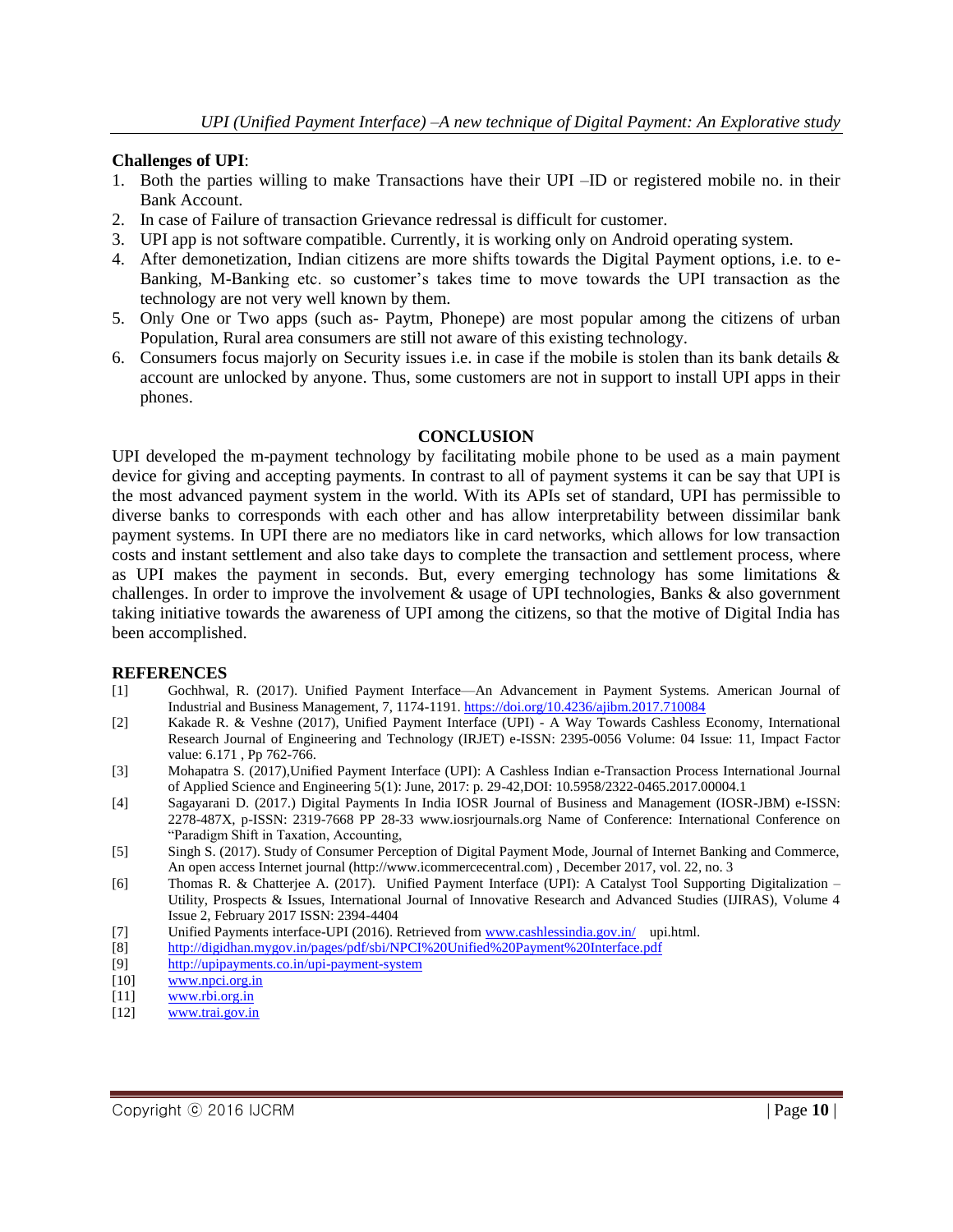**Challenges of UPI**:

1. Both the parties willing to make Transactions have their UPI –ID or registered mobile no. in their Bank Account.
2. In case of Failure of transaction Grievance redressal is difficult for customer.
3. UPI app is not software compatible. Currently, it is working only on Android operating system.
4. After demonetization, Indian citizens are more shifts towards the Digital Payment options, i.e. to e-Banking, M-Banking etc. so customer's takes time to move towards the UPI transaction as the technology are not very well known by them.
5. Only One or Two apps (such as- Paytm, Phonepe) are most popular among the citizens of urban Population, Rural area consumers are still not aware of this existing technology.
6. Consumers focus majorly on Security issues i.e. in case if the mobile is stolen than its bank details & account are unlocked by anyone. Thus, some customers are not in support to install UPI apps in their phones.

## CONCLUSION

UPI developed the m-payment technology by facilitating mobile phone to be used as a main payment device for giving and accepting payments. In contrast to all of payment systems it can be say that UPI is the most advanced payment system in the world. With its APIs set of standard, UPI has permissible to diverse banks to corresponds with each other and has allow interpretability between dissimilar bank payment systems. In UPI there are no mediators like in card networks, which allows for low transaction costs and instant settlement and also take days to complete the transaction and settlement process, where as UPI makes the payment in seconds. But, every emerging technology has some limitations & challenges. In order to improve the involvement & usage of UPI technologies, Banks & also government taking initiative towards the awareness of UPI among the citizens, so that the motive of Digital India has been accomplished.

## REFERENCES

[1] Gochhwal, R. (2017). Unified Payment Interface—An Advancement in Payment Systems. American Journal of Industrial and Business Management, 7, 1174-1191. https://doi.org/10.4236/ajibm.2017.710084

[2] Kakade R. & Veshne (2017), Unified Payment Interface (UPI) - A Way Towards Cashless Economy, International Research Journal of Engineering and Technology (IRJET) e-ISSN: 2395-0056 Volume: 04 Issue: 11, Impact Factor value: 6.171 , Pp 762-766.

[3] Mohapatra S. (2017),Unified Payment Interface (UPI): A Cashless Indian e-Transaction Process International Journal of Applied Science and Engineering 5(1): June, 2017: p. 29-42,DOI: 10.5958/2322-0465.2017.00004.1

[4] Sagayarani D. (2017.) Digital Payments In India IOSR Journal of Business and Management (IOSR-JBM) e-ISSN: 2278-487X, p-ISSN: 2319-7668 PP 28-33 www.iosrjournals.org Name of Conference: International Conference on "Paradigm Shift in Taxation, Accounting,

[5] Singh S. (2017). Study of Consumer Perception of Digital Payment Mode, Journal of Internet Banking and Commerce, An open access Internet journal (http://www.icommercecentral.com) , December 2017, vol. 22, no. 3

[6] Thomas R. & Chatterjee A. (2017). Unified Payment Interface (UPI): A Catalyst Tool Supporting Digitalization – Utility, Prospects & Issues, International Journal of Innovative Research and Advanced Studies (IJIRAS), Volume 4 Issue 2, February 2017 ISSN: 2394-4404

[7] Unified Payments interface-UPI (2016). Retrieved from www.cashlessindia.gov.in/ upi.html.

[8] http://digidhan.mygov.in/pages/pdf/sbi/NPCI%20Unified%20Payment%20Interface.pdf

[9] http://upipayments.co.in/upi-payment-system

[10] www.npci.org.in

[11] www.rbi.org.in

[12] www.trai.gov.in